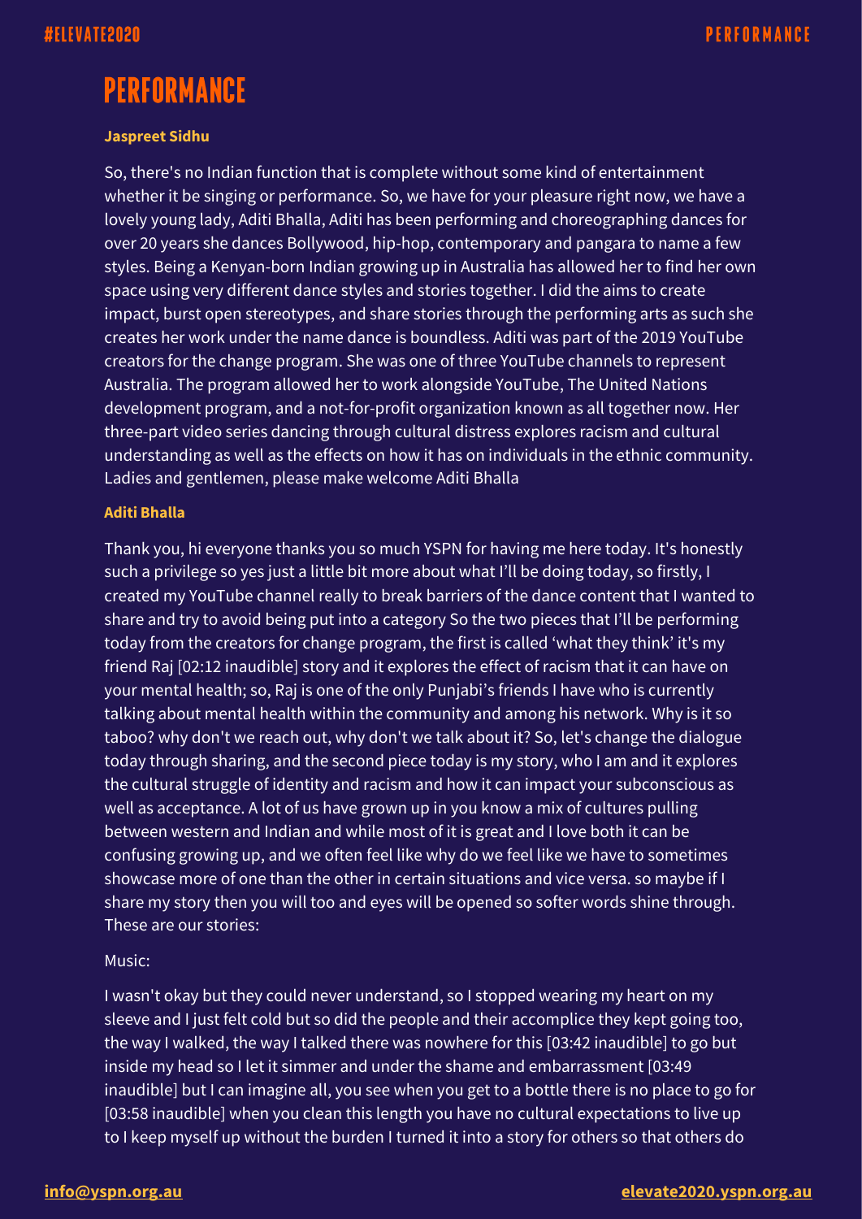# PERFORMANCE

**Jaspreet Sidhu**

So, there's no Indian function that is complete without some kind of entertainment whether it be singing or performance. So, we have for your pleasure right now, we have a lovely young lady, Aditi Bhalla, Aditi has been performing and choreographing dances for over 20 years she dances Bollywood, hip-hop, contemporary and pangara to name a few styles. Being a Kenyan-born Indian growing up in Australia has allowed her to find her own space using very different dance styles and stories together. I did the aims to create impact, burst open stereotypes, and share stories through the performing arts as such she creates her work under the name dance is boundless. Aditi was part of the 2019 YouTube creators for the change program. She was one of three YouTube channels to represent Australia. The program allowed her to work alongside YouTube, The United Nations development program, and a not-for-profit organization known as all together now. Her three-part video series dancing through cultural distress explores racism and cultural understanding as well as the effects on how it has on individuals in the ethnic community. Ladies and gentlemen, please make welcome Aditi Bhalla

**Aditi Bhalla**

Thank you, hi everyone thanks you so much YSPN for having me here today. It's honestly such a privilege so yes just a little bit more about what I'll be doing today, so firstly, I created my YouTube channel really to break barriers of the dance content that I wanted to share and try to avoid being put into a category So the two pieces that I'll be performing today from the creators for change program, the first is called 'what they think' it's my friend Raj [02:12 inaudible] story and it explores the effect of racism that it can have on your mental health; so, Raj is one of the only Punjabi's friends I have who is currently talking about mental health within the community and among his network. Why is it so taboo? why don't we reach out, why don't we talk about it? So, let's change the dialogue today through sharing, and the second piece today is my story, who I am and it explores the cultural struggle of identity and racism and how it can impact your subconscious as well as acceptance. A lot of us have grown up in you know a mix of cultures pulling between western and Indian and while most of it is great and I love both it can be confusing growing up, and we often feel like why do we feel like we have to sometimes showcase more of one than the other in certain situations and vice versa. so maybe if I share my story then you will too and eyes will be opened so softer words shine through. These are our stories:

Music:

I wasn't okay but they could never understand, so I stopped wearing my heart on my sleeve and I just felt cold but so did the people and their accomplice they kept going too, the way I walked, the way I talked there was nowhere for this [03:42 inaudible] to go but inside my head so I let it simmer and under the shame and embarrassment [03:49 inaudible] but I can imagine all, you see when you get to a bottle there is no place to go for [03:58 inaudible] when you clean this length you have no cultural expectations to live up to I keep myself up without the burden I turned it into a story for others so that others do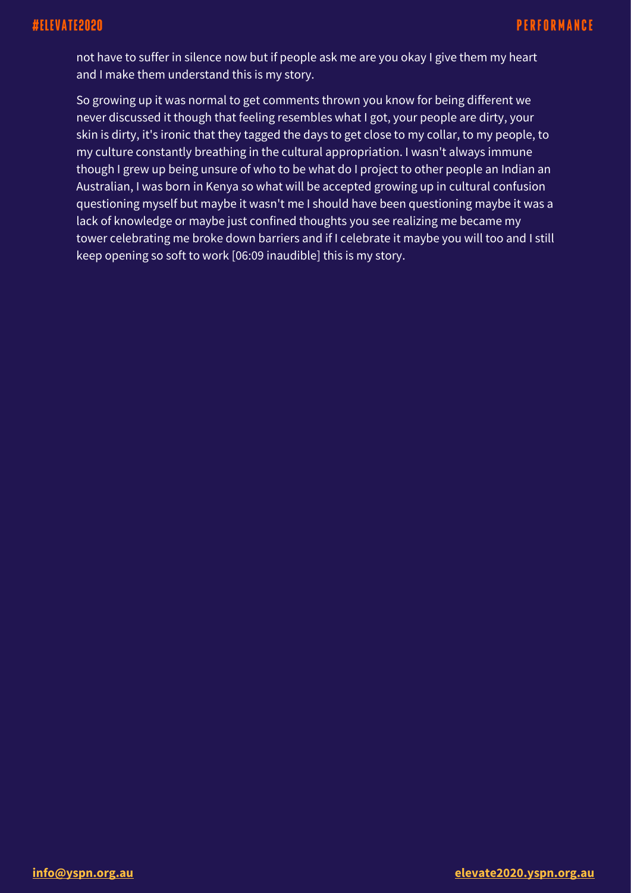not have to suffer in silence now but if people ask me are you okay I give them my heart and I make them understand this is my story.

So growing up it was normal to get comments thrown you know for being different we never discussed it though that feeling resembles what I got, your people are dirty, your skin is dirty, it's ironic that they tagged the days to get close to my collar, to my people, to my culture constantly breathing in the cultural appropriation. I wasn't always immune though I grew up being unsure of who to be what do I project to other people an Indian an Australian, I was born in Kenya so what will be accepted growing up in cultural confusion questioning myself but maybe it wasn't me I should have been questioning maybe it was a lack of knowledge or maybe just confined thoughts you see realizing me became my tower celebrating me broke down barriers and if I celebrate it maybe you will too and I still keep opening so soft to work [06:09 inaudible] this is my story.